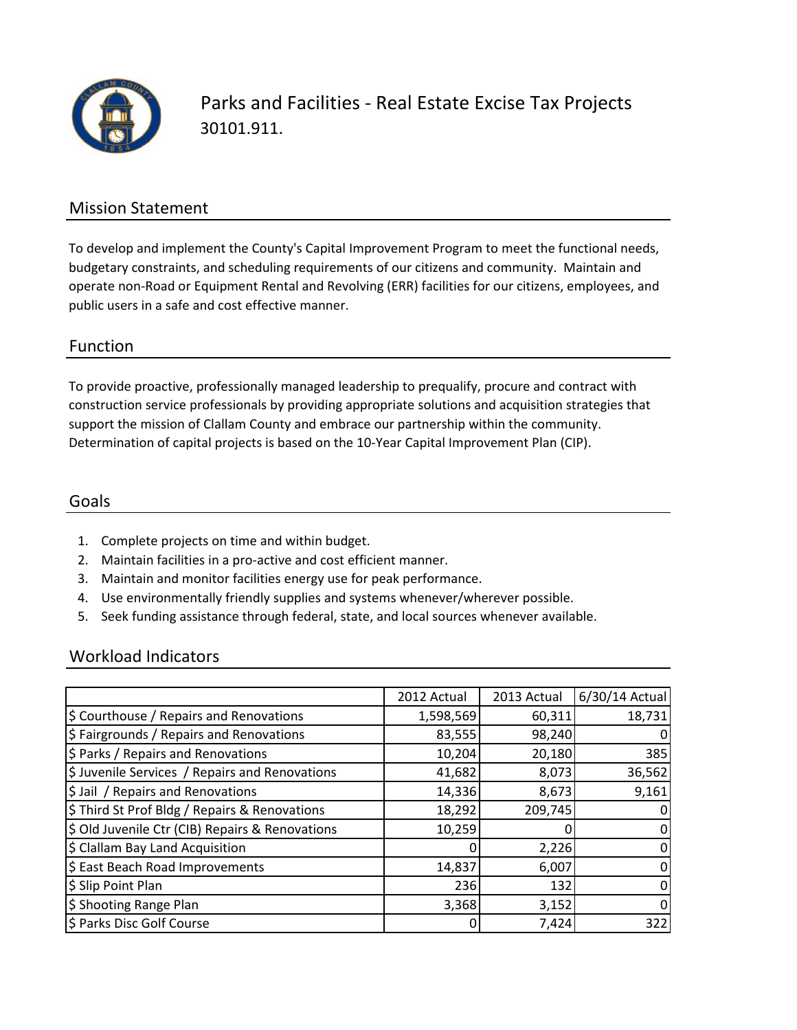# Parks and Facilities - Real Estate Excise Tax Projects

30101.911.

## Mission Statement

To develop and implement the County's Capital Improvement Program to meet the functional needs, budgetary constraints, and scheduling requirements of our citizens and community. Maintain and operate non-Road or Equipment Rental and Revolving (ERR) facilities for our citizens, employees, and public users in a safe and cost effective manner.

## Function

To provide proactive, professionally managed leadership to prequalify, procure and contract with construction service professionals by providing appropriate solutions and acquisition strategies that support the mission of Clallam County and embrace our partnership within the community. Determination of capital projects is based on the 10-Year Capital Improvement Plan (CIP).

## Goals

1. Complete projects on time and within budget.
2. Maintain facilities in a pro-active and cost efficient manner.
3. Maintain and monitor facilities energy use for peak performance.
4. Use environmentally friendly supplies and systems whenever/wherever possible.
5. Seek funding assistance through federal, state, and local sources whenever available.

## Workload Indicators

| | 2012 Actual | 2013 Actual | 6/30/14 Actual |
|---|---|---|---|
| $ Courthouse / Repairs and Renovations | 1,598,569 | 60,311 | 18,731 |
| $ Fairgrounds / Repairs and Renovations | 83,555 | 98,240 | 0 |
| $ Parks / Repairs and Renovations | 10,204 | 20,180 | 385 |
| $ Juvenile Services / Repairs and Renovations | 41,682 | 8,073 | 36,562 |
| $ Jail / Repairs and Renovations | 14,336 | 8,673 | 9,161 |
| $ Third St Prof Bldg / Repairs & Renovations | 18,292 | 209,745 | 0 |
| $ Old Juvenile Ctr (CIB) Repairs & Renovations | 10,259 | 0 | 0 |
| $ Clallam Bay Land Acquisition | 0 | 2,226 | 0 |
| $ East Beach Road Improvements | 14,837 | 6,007 | 0 |
| $ Slip Point Plan | 236 | 132 | 0 |
| $ Shooting Range Plan | 3,368 | 3,152 | 0 |
| $ Parks Disc Golf Course | 0 | 7,424 | 322 |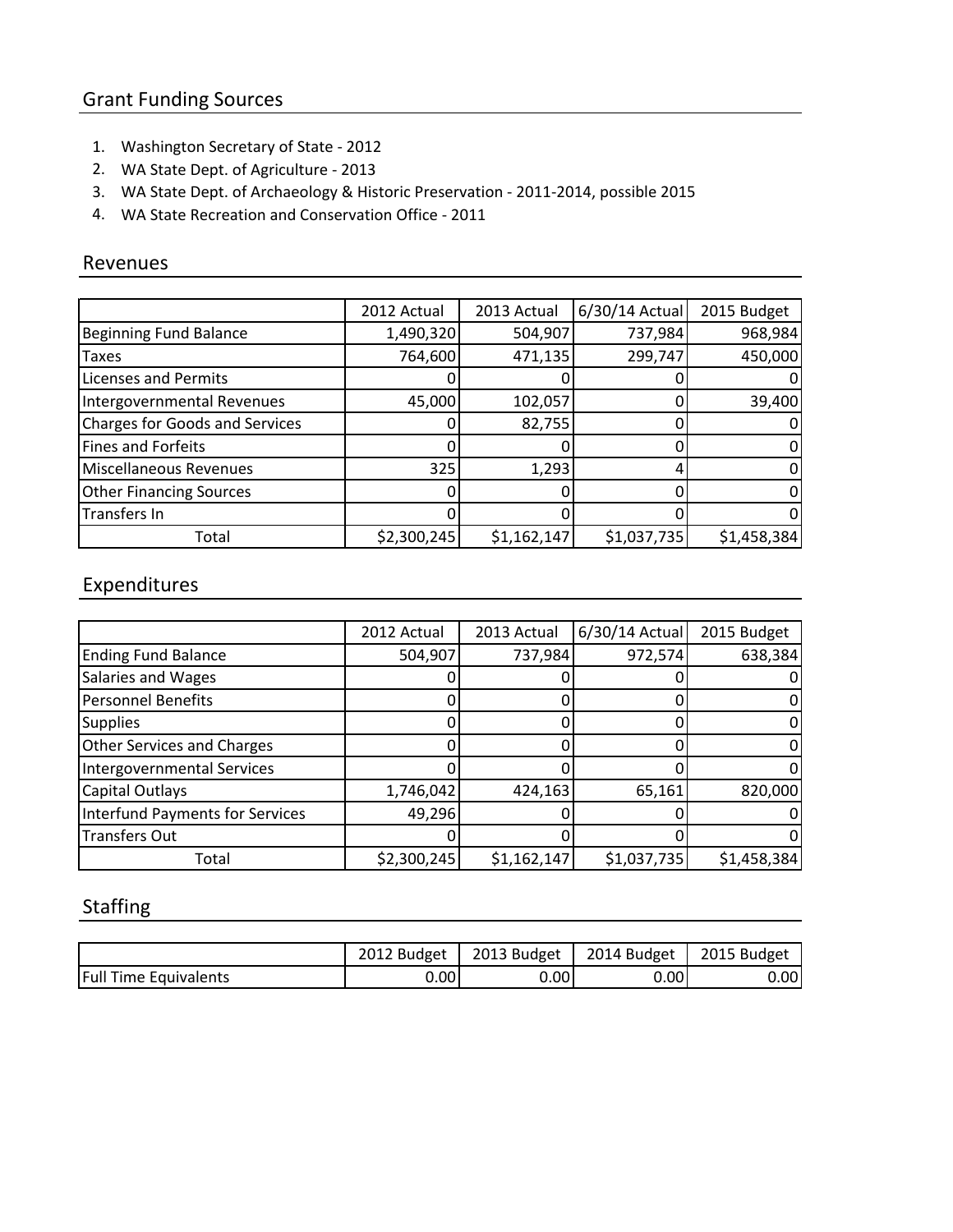## Grant Funding Sources

1. Washington Secretary of State - 2012
2. WA State Dept. of Agriculture - 2013
3. WA State Dept. of Archaeology & Historic Preservation - 2011-2014, possible 2015
4. WA State Recreation and Conservation Office - 2011

## Revenues

| | 2012 Actual | 2013 Actual | 6/30/14 Actual | 2015 Budget |
|---|---|---|---|---|
| Beginning Fund Balance | 1,490,320 | 504,907 | 737,984 | 968,984 |
| Taxes | 764,600 | 471,135 | 299,747 | 450,000 |
| Licenses and Permits | 0 | 0 | 0 | 0 |
| Intergovernmental Revenues | 45,000 | 102,057 | 0 | 39,400 |
| Charges for Goods and Services | 0 | 82,755 | 0 | 0 |
| Fines and Forfeits | 0 | 0 | 0 | 0 |
| Miscellaneous Revenues | 325 | 1,293 | 4 | 0 |
| Other Financing Sources | 0 | 0 | 0 | 0 |
| Transfers In | 0 | 0 | 0 | 0 |
| Total | $2,300,245 | $1,162,147 | $1,037,735 | $1,458,384 |

## Expenditures

| | 2012 Actual | 2013 Actual | 6/30/14 Actual | 2015 Budget |
|---|---|---|---|---|
| Ending Fund Balance | 504,907 | 737,984 | 972,574 | 638,384 |
| Salaries and Wages | 0 | 0 | 0 | 0 |
| Personnel Benefits | 0 | 0 | 0 | 0 |
| Supplies | 0 | 0 | 0 | 0 |
| Other Services and Charges | 0 | 0 | 0 | 0 |
| Intergovernmental Services | 0 | 0 | 0 | 0 |
| Capital Outlays | 1,746,042 | 424,163 | 65,161 | 820,000 |
| Interfund Payments for Services | 49,296 | 0 | 0 | 0 |
| Transfers Out | 0 | 0 | 0 | 0 |
| Total | $2,300,245 | $1,162,147 | $1,037,735 | $1,458,384 |

## Staffing

| | 2012 Budget | 2013 Budget | 2014 Budget | 2015 Budget |
|---|---|---|---|---|
| Full Time Equivalents | 0.00 | 0.00 | 0.00 | 0.00 |